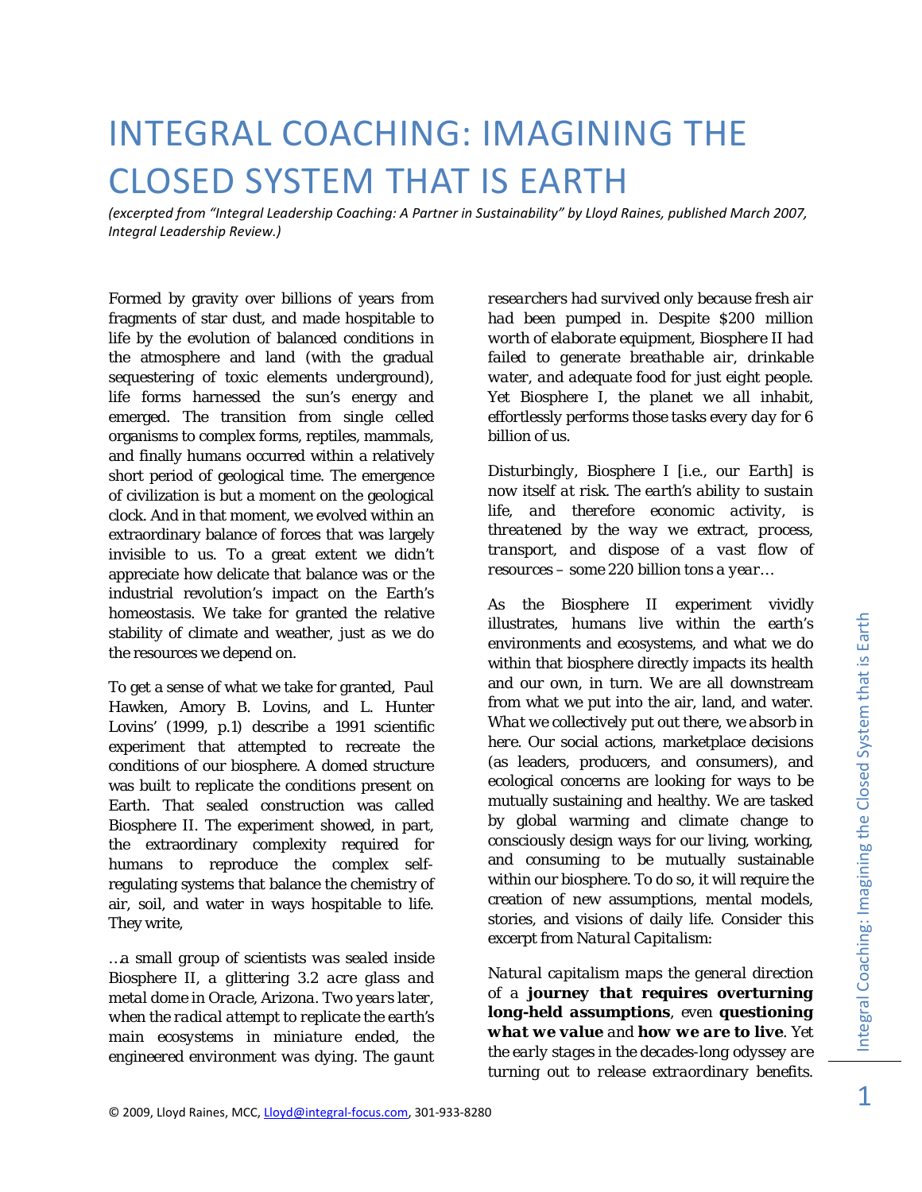# INTEGRAL COACHING: IMAGINING THE CLOSED SYSTEM THAT IS EARTH

*(excerpted from "Integral Leadership Coaching: A Partner in Sustainability" by Lloyd Raines, published March 2007, Integral Leadership Review.)*

Formed by gravity over billions of years from fragments of star dust, and made hospitable to life by the evolution of balanced conditions in the atmosphere and land (with the gradual sequestering of toxic elements underground), life forms harnessed the sun's energy and emerged. The transition from single celled organisms to complex forms, reptiles, mammals, and finally humans occurred within a relatively short period of geological time. The emergence of civilization is but a moment on the geological clock. And in that moment, we evolved within an extraordinary balance of forces that was largely invisible to us. To a great extent we didn't appreciate how delicate that balance was or the industrial revolution's impact on the Earth's homeostasis. We take for granted the relative stability of climate and weather, just as we do the resources we depend on.

To get a sense of what we take for granted, Paul Hawken, Amory B. Lovins, and L. Hunter Lovins' (1999, p.1) describe a 1991 scientific experiment that attempted to recreate the conditions of our biosphere. A domed structure was built to replicate the conditions present on Earth. That sealed construction was called Biosphere II. The experiment showed, in part, the extraordinary complexity required for humans to reproduce the complex self-regulating systems that balance the chemistry of air, soil, and water in ways hospitable to life. They write,

*…a small group of scientists was sealed inside Biosphere II, a glittering 3.2 acre glass and metal dome in Oracle, Arizona. Two years later, when the radical attempt to replicate the earth's main ecosystems in miniature ended, the engineered environment was dying. The gaunt researchers had survived only because fresh air had been pumped in. Despite $200 million worth of elaborate equipment, Biosphere II had failed to generate breathable air, drinkable water, and adequate food for just eight people. Yet Biosphere I, the planet we all inhabit, effortlessly performs those tasks every day for 6 billion of us.*

*Disturbingly, Biosphere I [i.e., our Earth] is now itself at risk. The earth's ability to sustain life, and therefore economic activity, is threatened by the way we extract, process, transport, and dispose of a vast flow of resources – some 220 billion tons a year…*

As the Biosphere II experiment vividly illustrates, humans live within the earth's environments and ecosystems, and what we do within that biosphere directly impacts its health and our own, in turn. We are all downstream from what we put into the air, land, and water. *What we collectively put out there, we absorb in here.* Our social actions, marketplace decisions (as leaders, producers, and consumers), and ecological concerns are looking for ways to be mutually sustaining and healthy. We are tasked by global warming and climate change to consciously design ways for our living, working, and consuming to be mutually sustainable within our biosphere. To do so, it will require the creation of new assumptions, mental models, stories, and visions of daily life. Consider this excerpt from *Natural Capitalism:*

*Natural capitalism maps the general direction of a* ***journey that requires overturning long-held assumptions****, even* ***questioning what we value*** *and* ***how we are to live****. Yet the early stages in the decades-long odyssey are turning out to release extraordinary benefits.*

© 2009, Lloyd Raines, MCC, Lloyd@integral-focus.com, 301-933-8280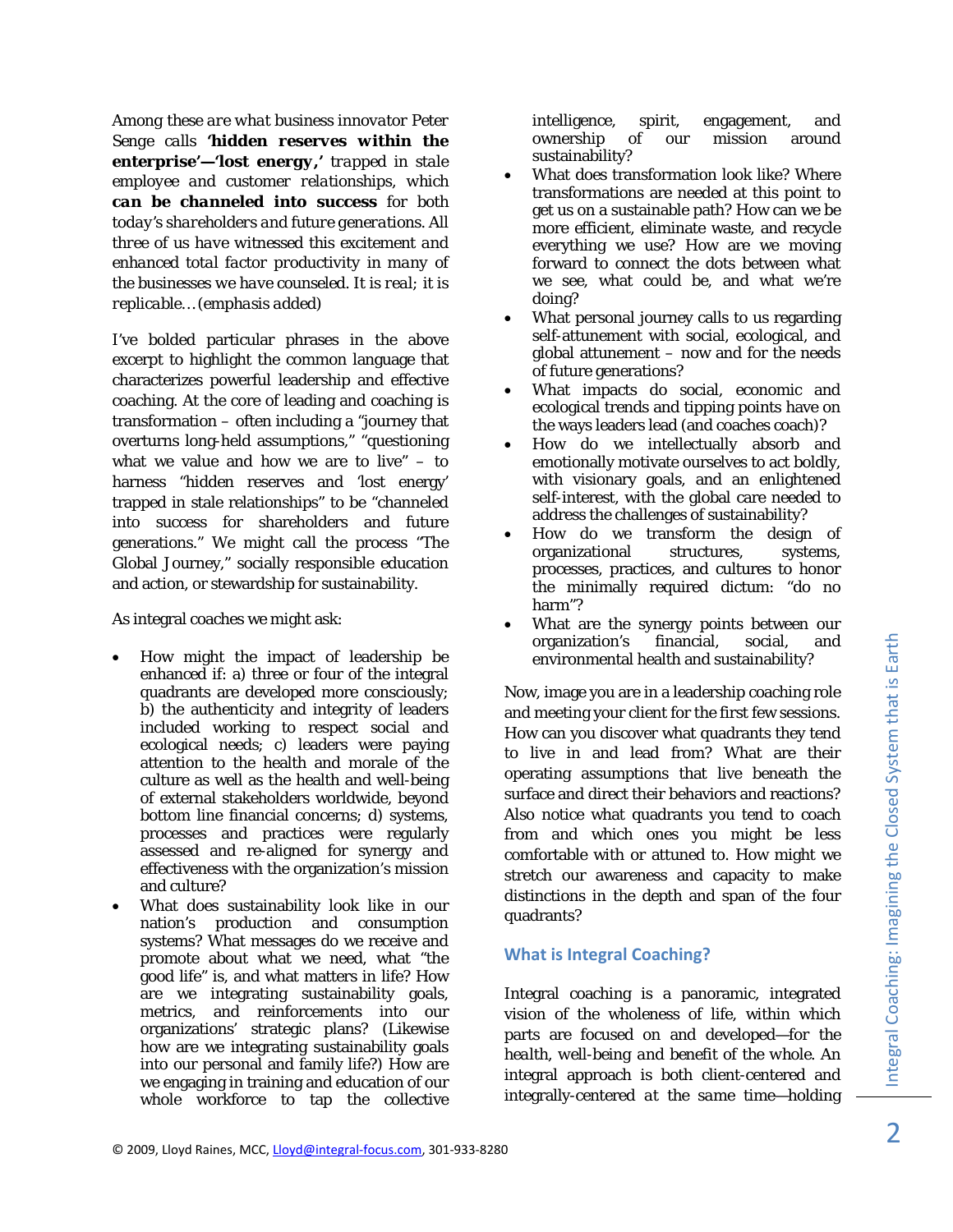*Among these are what business innovator Peter Senge calls* ***'hidden reserves within the enterprise'—'lost energy,'*** *trapped in stale employee and customer relationships, which* ***can be channeled into success*** *for both today's shareholders and future generations. All three of us have witnessed this excitement and enhanced total factor productivity in many of the businesses we have counseled. It is real; it is replicable…(emphasis added)*

I've bolded particular phrases in the above excerpt to highlight the common language that characterizes powerful leadership and effective coaching. At the core of leading and coaching is transformation – often including a "journey that overturns long-held assumptions," "questioning what we value and how we are to live" – to harness "hidden reserves and 'lost energy' trapped in stale relationships" to be "channeled into success for shareholders and future generations." We might call the process "The Global Journey," socially responsible education and action, or stewardship for sustainability.

As integral coaches we might ask:

- How might the impact of leadership be enhanced if: a) three or four of the integral quadrants are developed more consciously; b) the authenticity and integrity of leaders included working to respect social and ecological needs; c) leaders were paying attention to the health and morale of the culture as well as the health and well-being of external stakeholders worldwide, beyond bottom line financial concerns; d) systems, processes and practices were regularly assessed and re-aligned for synergy and effectiveness with the organization's mission and culture?
- What does sustainability look like in our nation's production and consumption systems? What messages do we receive and promote about what we need, what "the good life" is, and what matters in life? How are we integrating sustainability goals, metrics, and reinforcements into our organizations' strategic plans? (Likewise how are we integrating sustainability goals into our personal and family life?) How are we engaging in training and education of our whole workforce to tap the collective intelligence, spirit, engagement, and ownership of our mission around sustainability?
- What does transformation look like? Where transformations are needed at this point to get us on a sustainable path? How can we be more efficient, eliminate waste, and recycle everything we use? How are we moving forward to connect the dots between what we see, what could be, and what we're doing?
- What personal journey calls to us regarding self-attunement with social, ecological, and global attunement – now and for the needs of future generations?
- What impacts do social, economic and ecological trends and tipping points have on the ways leaders lead (and coaches coach)?
- How do we intellectually absorb and emotionally motivate ourselves to act boldly, with visionary goals, and an enlightened self-interest, with the global care needed to address the challenges of sustainability?
- How do we transform the design of organizational structures, systems, processes, practices, and cultures to honor the minimally required dictum: "do no harm"?
- What are the synergy points between our organization's financial, social, and environmental health and sustainability?

Now, image you are in a leadership coaching role and meeting your client for the first few sessions. How can you discover what quadrants they tend to live in and lead from? What are their operating assumptions that live beneath the surface and direct their behaviors and reactions? Also notice what quadrants you tend to coach from and which ones you might be less comfortable with or attuned to. How might we stretch our awareness and capacity to make distinctions in the depth and span of the four quadrants?

## What is Integral Coaching?

Integral coaching is a panoramic, integrated vision of the wholeness of life, within which parts are focused on and developed—for the health, well-being and benefit of the whole. An integral approach is both client-centered and integrally-centered at the same time—holding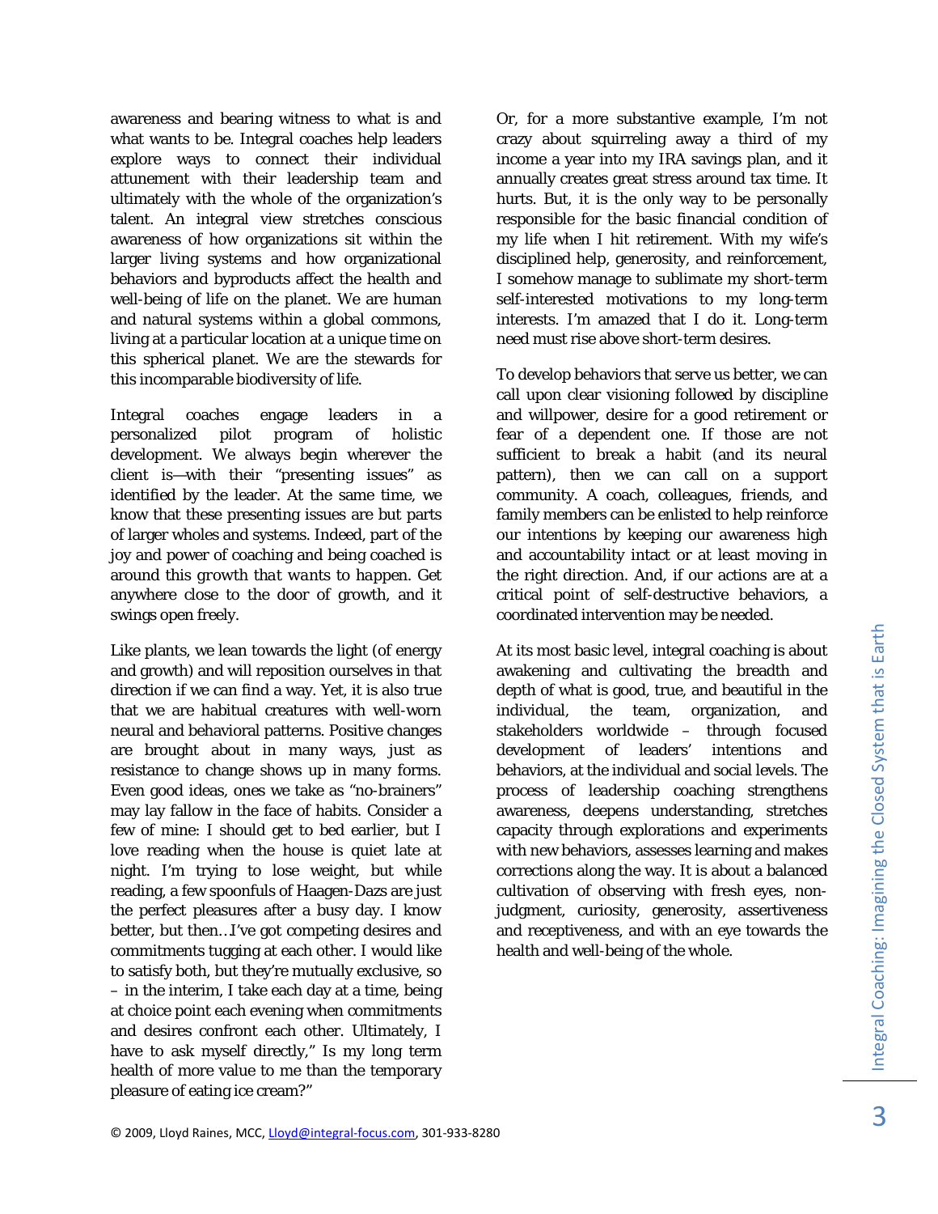awareness and bearing witness to what is and what wants to be. Integral coaches help leaders explore ways to connect their individual attunement with their leadership team and ultimately with the whole of the organization's talent. An integral view stretches conscious awareness of how organizations sit within the larger living systems and how organizational behaviors and byproducts affect the health and well-being of life on the planet. We are human and natural systems within a global commons, living at a particular location at a unique time on this spherical planet. We are the stewards for this incomparable biodiversity of life.

Integral coaches engage leaders in a personalized pilot program of holistic development. We always begin wherever the client is—with their "presenting issues" as identified by the leader. At the same time, we know that these presenting issues are but parts of larger wholes and systems. Indeed, part of the joy and power of coaching and being coached is around this *growth that wants to happen*. Get anywhere close to the door of growth, and it swings open freely.

Like plants, we lean towards the light (of energy and growth) and will reposition ourselves in that direction if we can find a way. Yet, it is also true that we are habitual creatures with well-worn neural and behavioral patterns. Positive changes are brought about in many ways, just as resistance to change shows up in many forms. Even good ideas, ones we take as "no-brainers" may lay fallow in the face of habits. Consider a few of mine: I should get to bed earlier, but I love reading when the house is quiet late at night. I'm trying to lose weight, but while reading, a few spoonfuls of Haagen-Dazs are just the perfect pleasures after a busy day. I know better, but then…I've got competing desires and commitments tugging at each other. I would like to satisfy both, but they're mutually exclusive, so – in the interim, I take each day at a time, being at choice point each evening when commitments and desires confront each other. Ultimately, I have to ask myself directly," Is my long term health of more value to me than the temporary pleasure of eating ice cream?"

Or, for a more substantive example, I'm not crazy about squirreling away a third of my income a year into my IRA savings plan, and it annually creates great stress around tax time. It hurts. But, it is the only way to be personally responsible for the basic financial condition of my life when I hit retirement. With my wife's disciplined help, generosity, and reinforcement, I somehow manage to sublimate my short-term self-interested motivations to my long-term interests. I'm amazed that I do it. Long-term need must rise above short-term desires.

To develop behaviors that serve us better, we can call upon clear visioning followed by discipline and willpower, desire for a good retirement or fear of a dependent one. If those are not sufficient to break a habit (and its neural pattern), then we can call on a support community. A coach, colleagues, friends, and family members can be enlisted to help reinforce our intentions by keeping our awareness high and accountability intact or at least moving in the right direction. And, if our actions are at a critical point of self-destructive behaviors, a coordinated intervention may be needed.

At its most basic level, integral coaching is about awakening and cultivating the breadth and depth of what is good, true, and beautiful in the individual, the team, organization, and stakeholders worldwide – through focused development of leaders' intentions and behaviors, at the individual and social levels. The process of leadership coaching strengthens awareness, deepens understanding, stretches capacity through explorations and experiments with new behaviors, assesses learning and makes corrections along the way. It is about a balanced cultivation of observing with fresh eyes, non-judgment, curiosity, generosity, assertiveness and receptiveness, and with an eye towards the health and well-being of the whole.